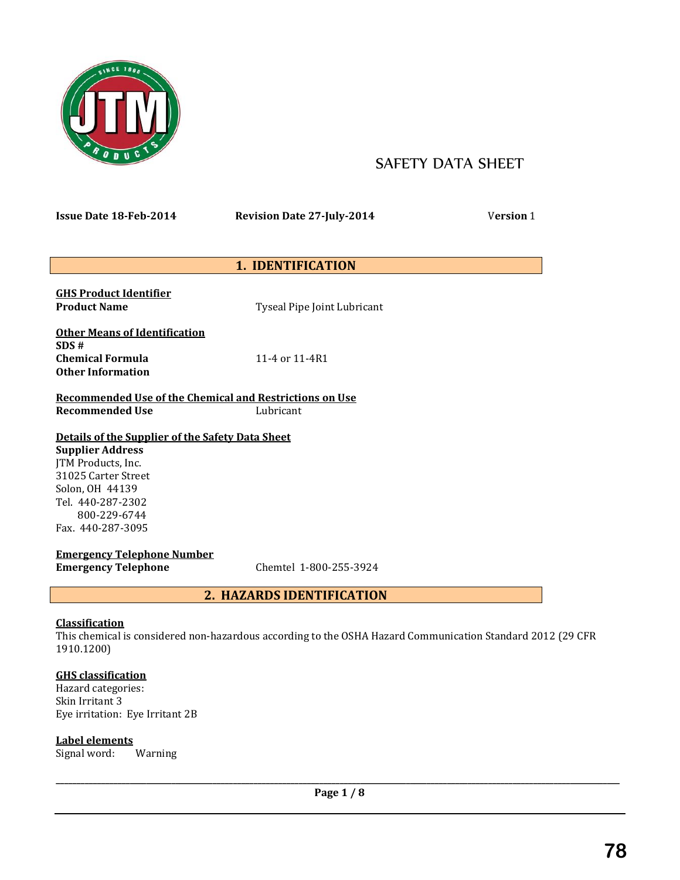# SAFETY DATA SHEET

**Issue Date 18-Feb-2014** **Revision Date 27-July-2014** **Version** 1

## 1. IDENTIFICATION

**GHS Product Identifier**
**Product Name** Tyseal Pipe Joint Lubricant

**Other Means of Identification**
**SDS #**
**Chemical Formula** 11-4 or 11-4R1
**Other Information**

**Recommended Use of the Chemical and Restrictions on Use**
**Recommended Use** Lubricant

**Details of the Supplier of the Safety Data Sheet**
**Supplier Address**
JTM Products, Inc.
31025 Carter Street
Solon, OH 44139
Tel. 440-287-2302
800-229-6744
Fax. 440-287-3095

**Emergency Telephone Number**
**Emergency Telephone** Chemtel 1-800-255-3924

## 2. HAZARDS IDENTIFICATION

**Classification**
This chemical is considered non-hazardous according to the OSHA Hazard Communication Standard 2012 (29 CFR 1910.1200)

**GHS classification**
Hazard categories:
Skin Irritant 3
Eye irritation: Eye Irritant 2B

**Label elements**
Signal word: Warning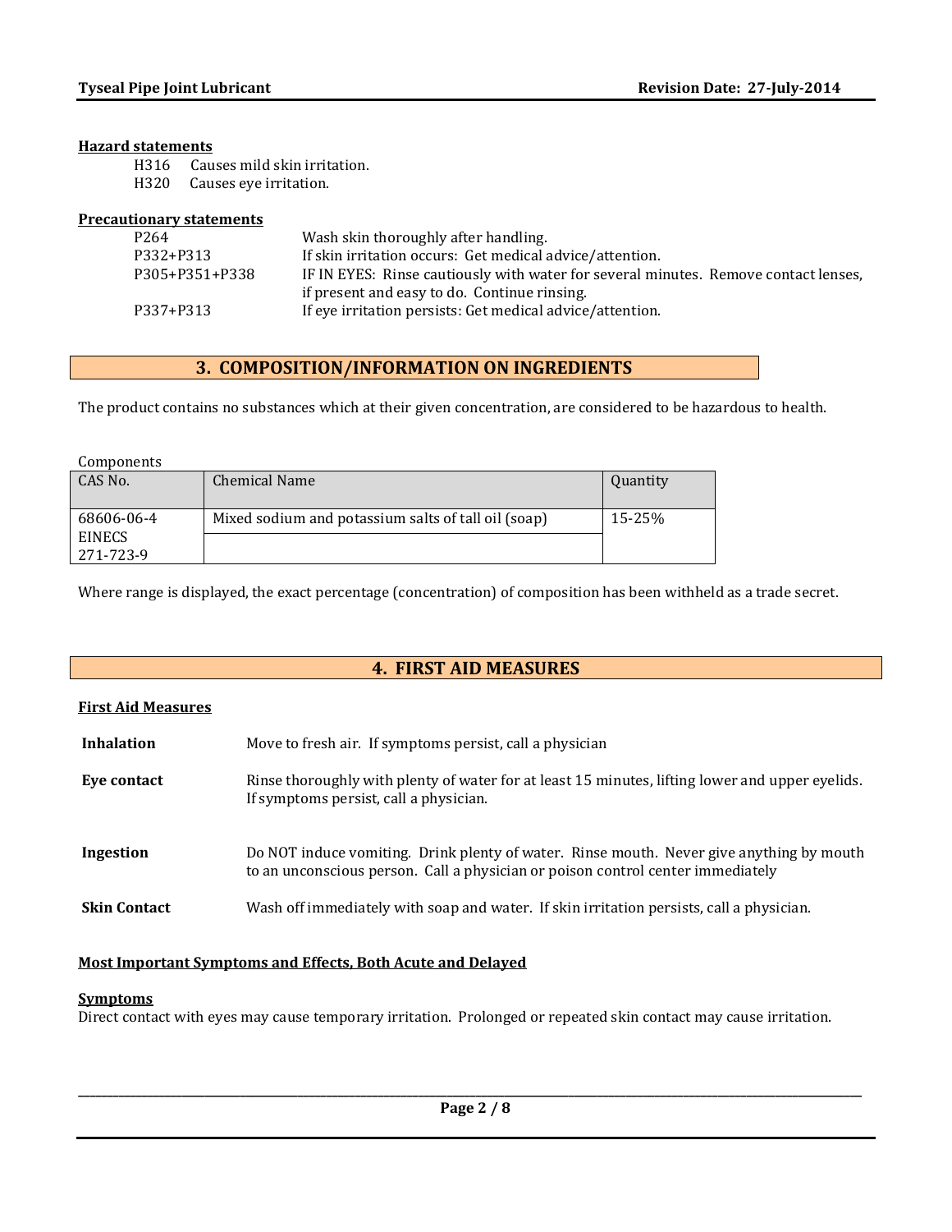**Hazard statements**

H316 Causes mild skin irritation.
H320 Causes eye irritation.

**Precautionary statements**

| | |
|---|---|
| P264 | Wash skin thoroughly after handling. |
| P332+P313 | If skin irritation occurs: Get medical advice/attention. |
| P305+P351+P338 | IF IN EYES: Rinse cautiously with water for several minutes. Remove contact lenses, if present and easy to do. Continue rinsing. |
| P337+P313 | If eye irritation persists: Get medical advice/attention. |

## 3. COMPOSITION/INFORMATION ON INGREDIENTS

The product contains no substances which at their given concentration, are considered to be hazardous to health.

Components

| CAS No. | Chemical Name | Quantity |
|---|---|---|
| 68606-06-4 EINECS 271-723-9 | Mixed sodium and potassium salts of tall oil (soap) | 15-25% |

Where range is displayed, the exact percentage (concentration) of composition has been withheld as a trade secret.

## 4. FIRST AID MEASURES

**First Aid Measures**

**Inhalation** Move to fresh air. If symptoms persist, call a physician

**Eye contact** Rinse thoroughly with plenty of water for at least 15 minutes, lifting lower and upper eyelids. If symptoms persist, call a physician.

**Ingestion** Do NOT induce vomiting. Drink plenty of water. Rinse mouth. Never give anything by mouth to an unconscious person. Call a physician or poison control center immediately

**Skin Contact** Wash off immediately with soap and water. If skin irritation persists, call a physician.

**Most Important Symptoms and Effects, Both Acute and Delayed**

**Symptoms**

Direct contact with eyes may cause temporary irritation. Prolonged or repeated skin contact may cause irritation.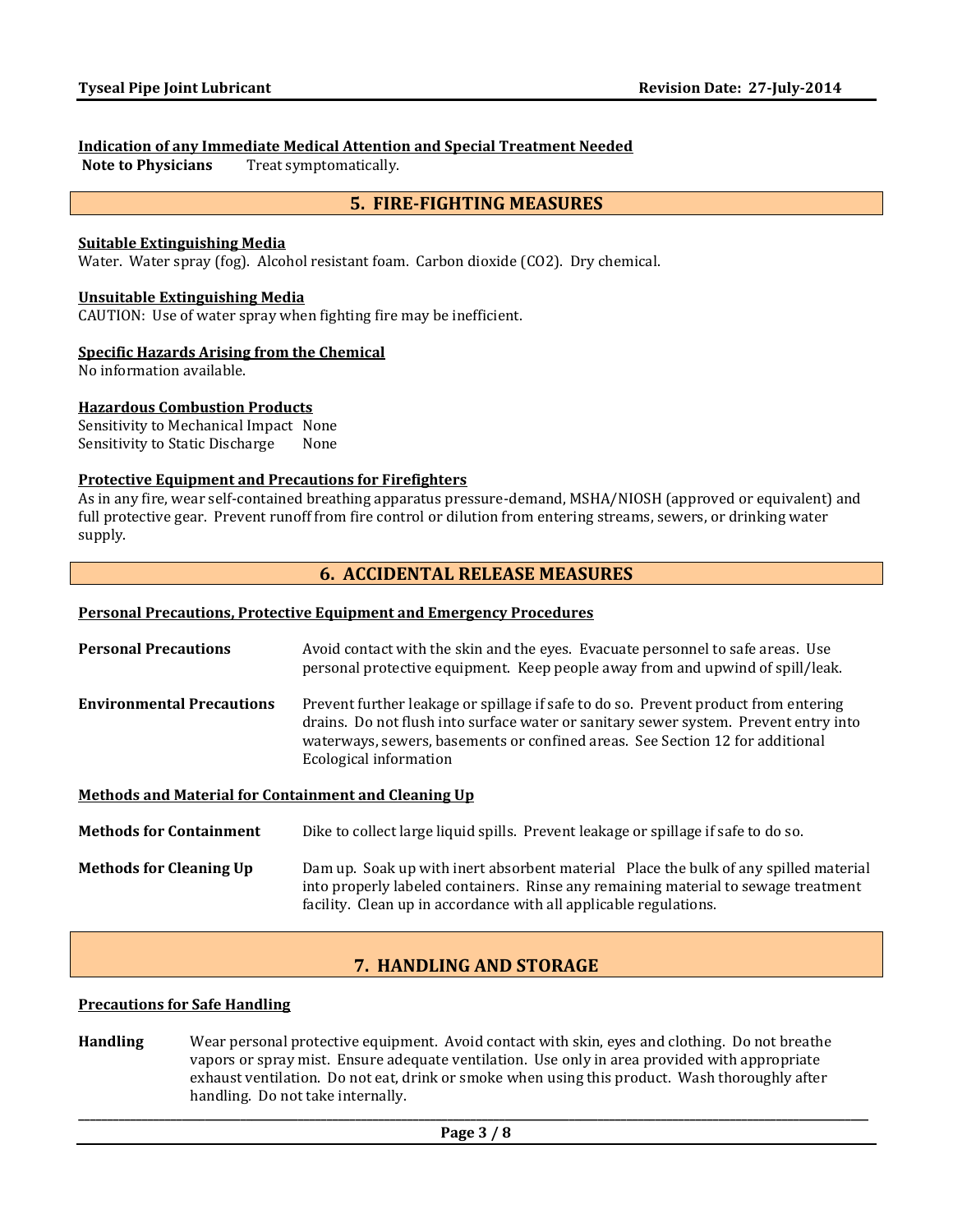**Indication of any Immediate Medical Attention and Special Treatment Needed**

**Note to Physicians** Treat symptomatically.

## 5. FIRE-FIGHTING MEASURES

**Suitable Extinguishing Media**

Water. Water spray (fog). Alcohol resistant foam. Carbon dioxide ($CO_2$). Dry chemical.

**Unsuitable Extinguishing Media**

CAUTION: Use of water spray when fighting fire may be inefficient.

**Specific Hazards Arising from the Chemical**

No information available.

**Hazardous Combustion Products**

Sensitivity to Mechanical Impact None

Sensitivity to Static Discharge None

**Protective Equipment and Precautions for Firefighters**

As in any fire, wear self-contained breathing apparatus pressure-demand, MSHA/NIOSH (approved or equivalent) and full protective gear. Prevent runoff from fire control or dilution from entering streams, sewers, or drinking water supply.

## 6. ACCIDENTAL RELEASE MEASURES

**Personal Precautions, Protective Equipment and Emergency Procedures**

**Personal Precautions** Avoid contact with the skin and the eyes. Evacuate personnel to safe areas. Use personal protective equipment. Keep people away from and upwind of spill/leak.

**Environmental Precautions** Prevent further leakage or spillage if safe to do so. Prevent product from entering drains. Do not flush into surface water or sanitary sewer system. Prevent entry into waterways, sewers, basements or confined areas. See Section 12 for additional Ecological information

**Methods and Material for Containment and Cleaning Up**

**Methods for Containment** Dike to collect large liquid spills. Prevent leakage or spillage if safe to do so.

**Methods for Cleaning Up** Dam up. Soak up with inert absorbent material Place the bulk of any spilled material into properly labeled containers. Rinse any remaining material to sewage treatment facility. Clean up in accordance with all applicable regulations.

## 7. HANDLING AND STORAGE

**Precautions for Safe Handling**

**Handling** Wear personal protective equipment. Avoid contact with skin, eyes and clothing. Do not breathe vapors or spray mist. Ensure adequate ventilation. Use only in area provided with appropriate exhaust ventilation. Do not eat, drink or smoke when using this product. Wash thoroughly after handling. Do not take internally.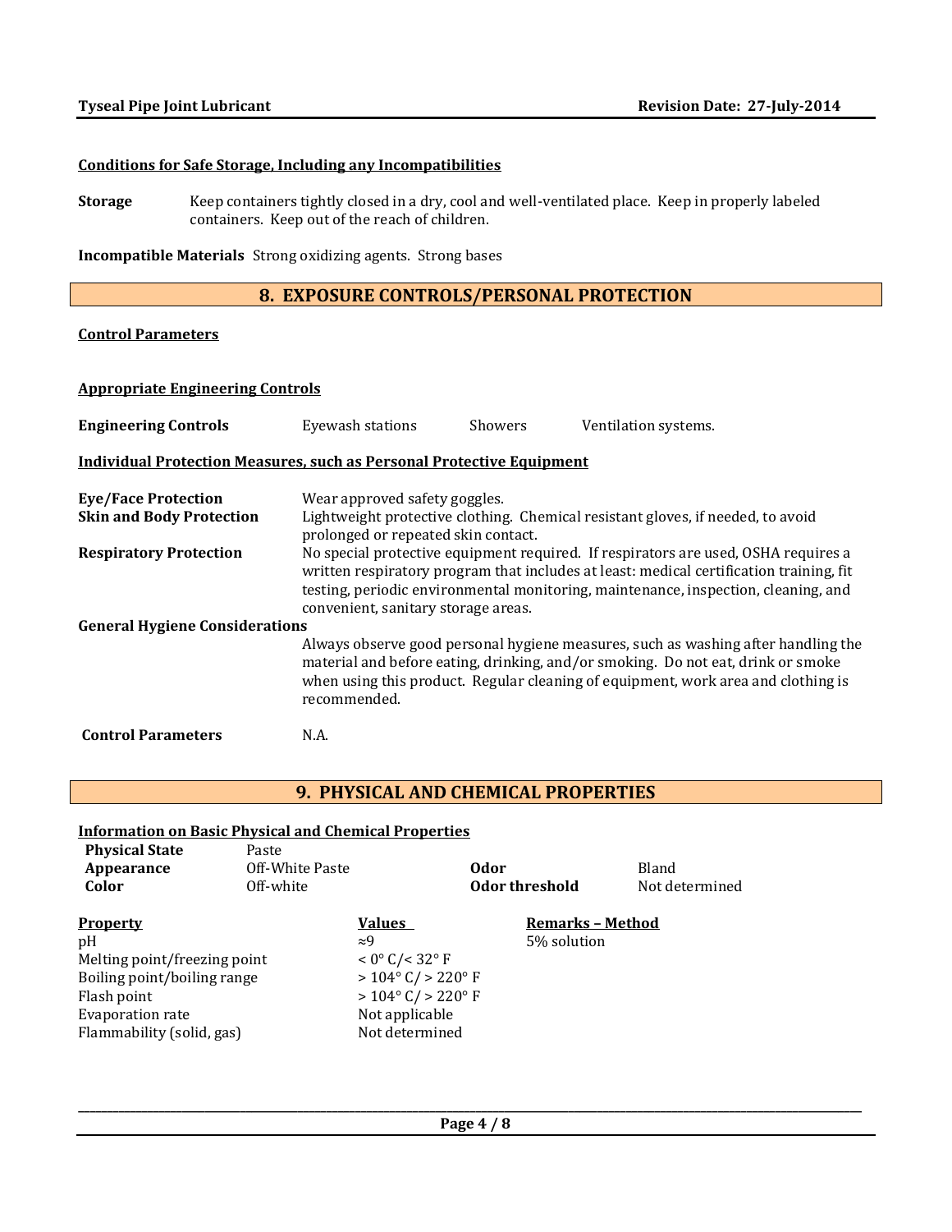**Conditions for Safe Storage, Including any Incompatibilities**

**Storage** Keep containers tightly closed in a dry, cool and well-ventilated place. Keep in properly labeled containers. Keep out of the reach of children.

**Incompatible Materials** Strong oxidizing agents. Strong bases

## 8. EXPOSURE CONTROLS/PERSONAL PROTECTION

**Control Parameters**

**Appropriate Engineering Controls**

**Engineering Controls** Eyewash stations Showers Ventilation systems.

**Individual Protection Measures, such as Personal Protective Equipment**

**Eye/Face Protection** Wear approved safety goggles.

**Skin and Body Protection** Lightweight protective clothing. Chemical resistant gloves, if needed, to avoid prolonged or repeated skin contact.

**Respiratory Protection** No special protective equipment required. If respirators are used, OSHA requires a written respiratory program that includes at least: medical certification training, fit testing, periodic environmental monitoring, maintenance, inspection, cleaning, and convenient, sanitary storage areas.

**General Hygiene Considerations**

Always observe good personal hygiene measures, such as washing after handling the material and before eating, drinking, and/or smoking. Do not eat, drink or smoke when using this product. Regular cleaning of equipment, work area and clothing is recommended.

**Control Parameters** N.A.

## 9. PHYSICAL AND CHEMICAL PROPERTIES

**Information on Basic Physical and Chemical Properties**

| | | | |
|---|---|---|---|
| **Physical State** | Paste | | |
| **Appearance** | Off-White Paste | **Odor** | Bland |
| **Color** | Off-white | **Odor threshold** | Not determined |

| Property | Values | Remarks – Method |
|---|---|---|
| pH | ≈9 | 5% solution |
| Melting point/freezing point | < 0° C/< 32° F | |
| Boiling point/boiling range | > 104° C/ > 220° F | |
| Flash point | > 104° C/ > 220° F | |
| Evaporation rate | Not applicable | |
| Flammability (solid, gas) | Not determined | |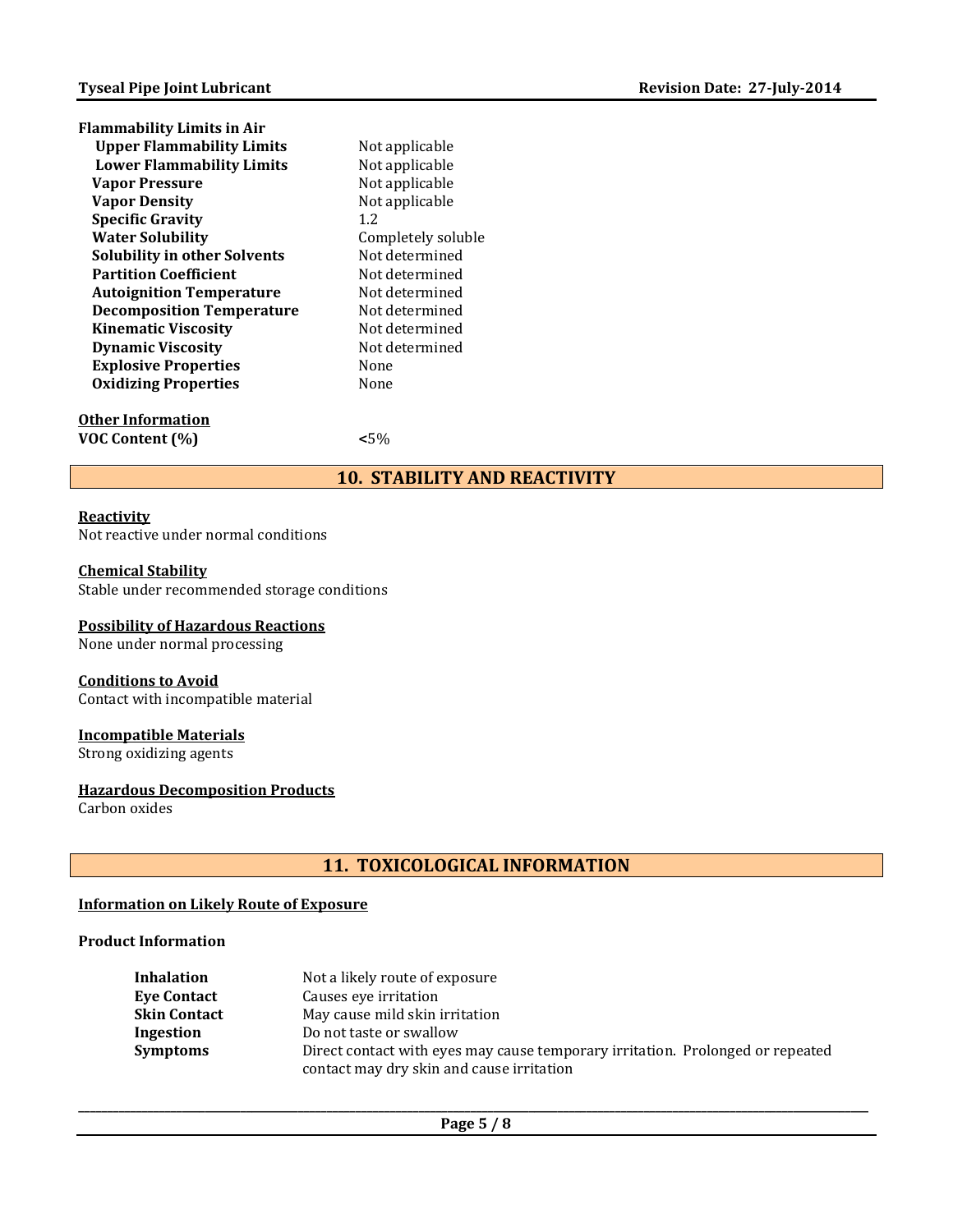**Flammability Limits in Air**

| | |
|---|---|
| **Upper Flammability Limits** | Not applicable |
| **Lower Flammability Limits** | Not applicable |
| **Vapor Pressure** | Not applicable |
| **Vapor Density** | Not applicable |
| **Specific Gravity** | 1.2 |
| **Water Solubility** | Completely soluble |
| **Solubility in other Solvents** | Not determined |
| **Partition Coefficient** | Not determined |
| **Autoignition Temperature** | Not determined |
| **Decomposition Temperature** | Not determined |
| **Kinematic Viscosity** | Not determined |
| **Dynamic Viscosity** | Not determined |
| **Explosive Properties** | None |
| **Oxidizing Properties** | None |

**Other Information**

**VOC Content (%)** <5%

## 10. STABILITY AND REACTIVITY

**Reactivity**

Not reactive under normal conditions

**Chemical Stability**

Stable under recommended storage conditions

**Possibility of Hazardous Reactions**

None under normal processing

**Conditions to Avoid**

Contact with incompatible material

**Incompatible Materials**

Strong oxidizing agents

**Hazardous Decomposition Products**

Carbon oxides

## 11. TOXICOLOGICAL INFORMATION

**Information on Likely Route of Exposure**

**Product Information**

| | |
|---|---|
| **Inhalation** | Not a likely route of exposure |
| **Eye Contact** | Causes eye irritation |
| **Skin Contact** | May cause mild skin irritation |
| **Ingestion** | Do not taste or swallow |
| **Symptoms** | Direct contact with eyes may cause temporary irritation. Prolonged or repeated contact may dry skin and cause irritation |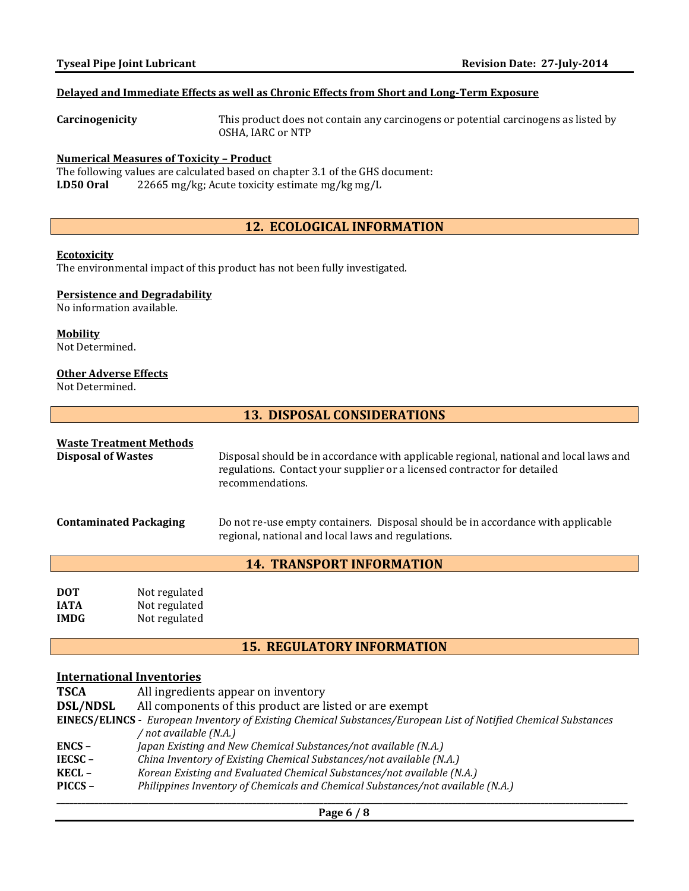**Delayed and Immediate Effects as well as Chronic Effects from Short and Long-Term Exposure**

**Carcinogenicity** — This product does not contain any carcinogens or potential carcinogens as listed by OSHA, IARC or NTP

**Numerical Measures of Toxicity – Product**

The following values are calculated based on chapter 3.1 of the GHS document:

**LD50 Oral** 22665 mg/kg; Acute toxicity estimate mg/kg mg/L

## 12. ECOLOGICAL INFORMATION

**Ecotoxicity**

The environmental impact of this product has not been fully investigated.

**Persistence and Degradability**

No information available.

**Mobility**

Not Determined.

**Other Adverse Effects**

Not Determined.

## 13. DISPOSAL CONSIDERATIONS

**Waste Treatment Methods**

**Disposal of Wastes** — Disposal should be in accordance with applicable regional, national and local laws and regulations. Contact your supplier or a licensed contractor for detailed recommendations.

**Contaminated Packaging** — Do not re-use empty containers. Disposal should be in accordance with applicable regional, national and local laws and regulations.

## 14. TRANSPORT INFORMATION

**DOT** Not regulated
**IATA** Not regulated
**IMDG** Not regulated

## 15. REGULATORY INFORMATION

**International Inventories**

**TSCA** All ingredients appear on inventory
**DSL/NDSL** All components of this product are listed or are exempt
**EINECS/ELINCS -** *European Inventory of Existing Chemical Substances/European List of Notified Chemical Substances / not available (N.A.)*
**ENCS –** *Japan Existing and New Chemical Substances/not available (N.A.)*
**IECSC –** *China Inventory of Existing Chemical Substances/not available (N.A.)*
**KECL –** *Korean Existing and Evaluated Chemical Substances/not available (N.A.)*
**PICCS –** *Philippines Inventory of Chemicals and Chemical Substances/not available (N.A.)*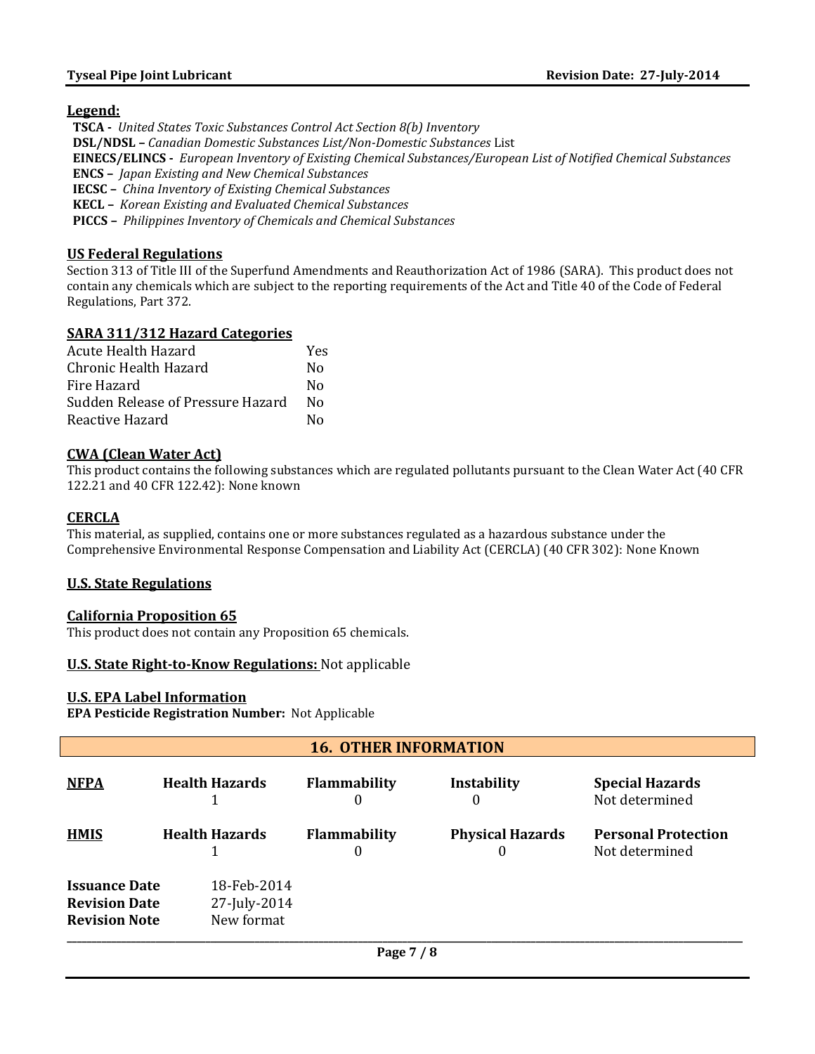**Legend:**

**TSCA -** *United States Toxic Substances Control Act Section 8(b) Inventory*
**DSL/NDSL –** *Canadian Domestic Substances List/Non-Domestic Substances* List
**EINECS/ELINCS -** *European Inventory of Existing Chemical Substances/European List of Notified Chemical Substances*
**ENCS –** *Japan Existing and New Chemical Substances*
**IECSC –** *China Inventory of Existing Chemical Substances*
**KECL –** *Korean Existing and Evaluated Chemical Substances*
**PICCS –** *Philippines Inventory of Chemicals and Chemical Substances*

**US Federal Regulations**

Section 313 of Title III of the Superfund Amendments and Reauthorization Act of 1986 (SARA). This product does not contain any chemicals which are subject to the reporting requirements of the Act and Title 40 of the Code of Federal Regulations, Part 372.

**SARA 311/312 Hazard Categories**

| | |
|---|---|
| Acute Health Hazard | Yes |
| Chronic Health Hazard | No |
| Fire Hazard | No |
| Sudden Release of Pressure Hazard | No |
| Reactive Hazard | No |

**CWA (Clean Water Act)**

This product contains the following substances which are regulated pollutants pursuant to the Clean Water Act (40 CFR 122.21 and 40 CFR 122.42): None known

**CERCLA**

This material, as supplied, contains one or more substances regulated as a hazardous substance under the Comprehensive Environmental Response Compensation and Liability Act (CERCLA) (40 CFR 302): None Known

**U.S. State Regulations**

**California Proposition 65**

This product does not contain any Proposition 65 chemicals.

**U.S. State Right-to-Know Regulations:** Not applicable

**U.S. EPA Label Information**

**EPA Pesticide Registration Number:** Not Applicable

## 16. OTHER INFORMATION

| | | | | |
|---|---|---|---|---|
| **NFPA** | **Health Hazards** 1 | **Flammability** 0 | **Instability** 0 | **Special Hazards** Not determined |
| **HMIS** | **Health Hazards** 1 | **Flammability** 0 | **Physical Hazards** 0 | **Personal Protection** Not determined |

| | |
|---|---|
| **Issuance Date** | 18-Feb-2014 |
| **Revision Date** | 27-July-2014 |
| **Revision Note** | New format |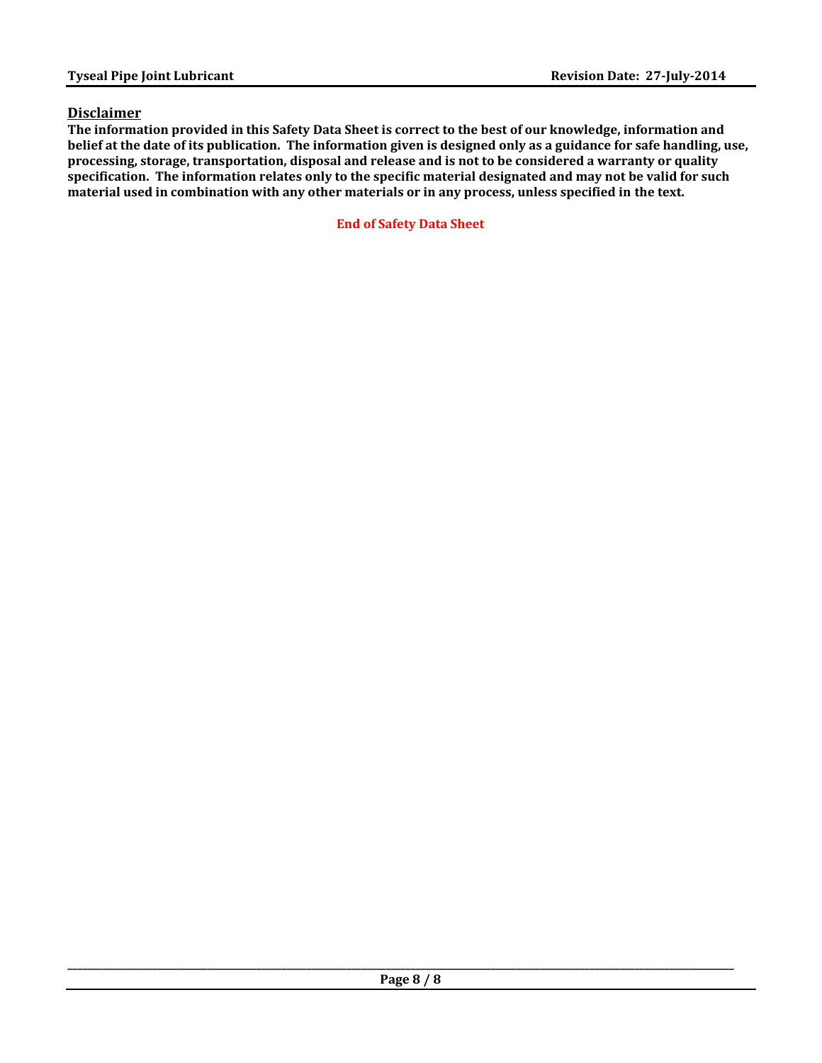## Disclaimer

**The information provided in this Safety Data Sheet is correct to the best of our knowledge, information and belief at the date of its publication. The information given is designed only as a guidance for safe handling, use, processing, storage, transportation, disposal and release and is not to be considered a warranty or quality specification. The information relates only to the specific material designated and may not be valid for such material used in combination with any other materials or in any process, unless specified in the text.**

**End of Safety Data Sheet**